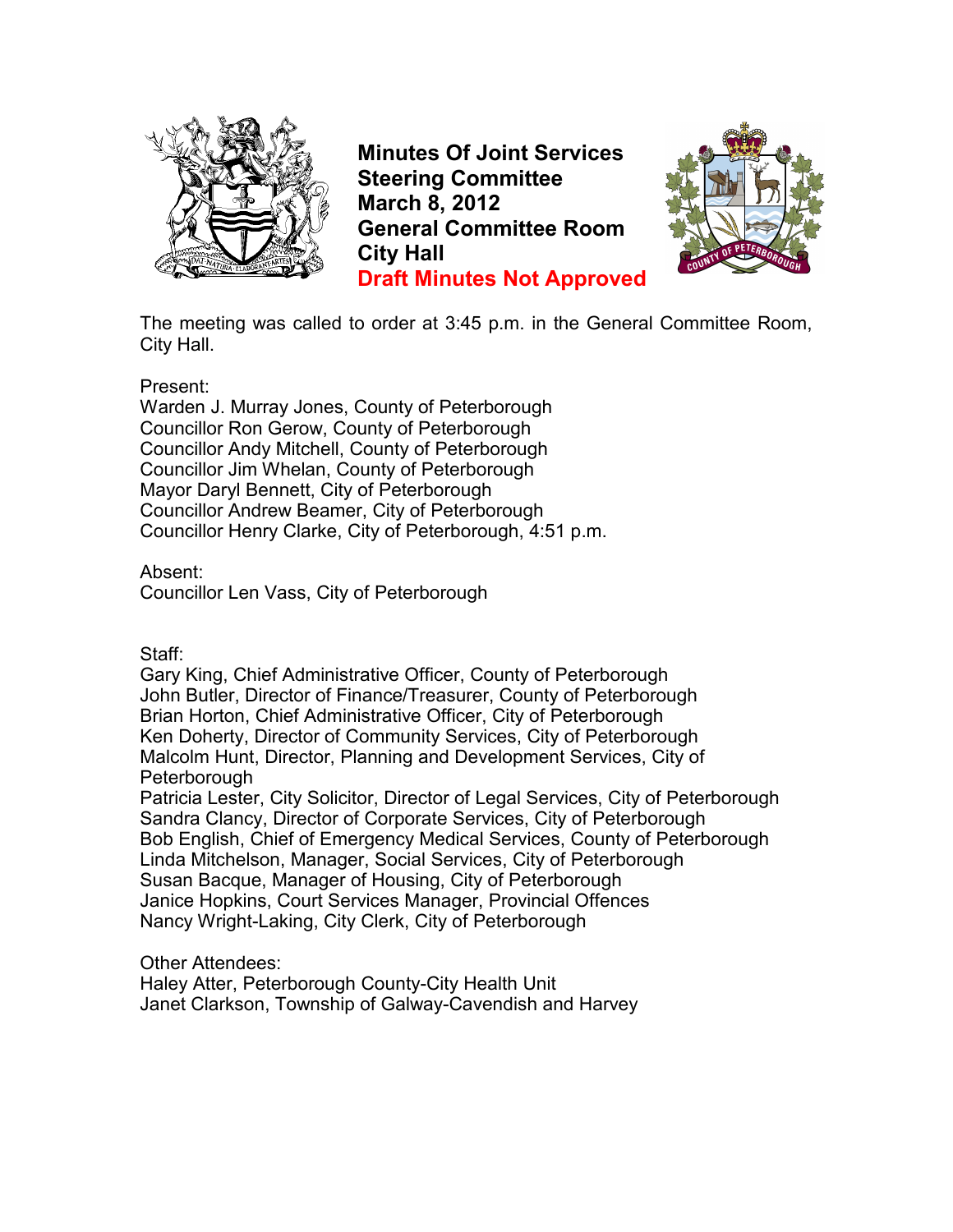# Minutes Of Joint Services Steering Committee
**March 8, 2012**
**General Committee Room**
**City Hall**
**Draft Minutes Not Approved**

The meeting was called to order at 3:45 p.m. in the General Committee Room, City Hall.

Present:
Warden J. Murray Jones, County of Peterborough
Councillor Ron Gerow, County of Peterborough
Councillor Andy Mitchell, County of Peterborough
Councillor Jim Whelan, County of Peterborough
Mayor Daryl Bennett, City of Peterborough
Councillor Andrew Beamer, City of Peterborough
Councillor Henry Clarke, City of Peterborough, 4:51 p.m.

Absent:
Councillor Len Vass, City of Peterborough

Staff:
Gary King, Chief Administrative Officer, County of Peterborough
John Butler, Director of Finance/Treasurer, County of Peterborough
Brian Horton, Chief Administrative Officer, City of Peterborough
Ken Doherty, Director of Community Services, City of Peterborough
Malcolm Hunt, Director, Planning and Development Services, City of Peterborough
Patricia Lester, City Solicitor, Director of Legal Services, City of Peterborough
Sandra Clancy, Director of Corporate Services, City of Peterborough
Bob English, Chief of Emergency Medical Services, County of Peterborough
Linda Mitchelson, Manager, Social Services, City of Peterborough
Susan Bacque, Manager of Housing, City of Peterborough
Janice Hopkins, Court Services Manager, Provincial Offences
Nancy Wright-Laking, City Clerk, City of Peterborough

Other Attendees:
Haley Atter, Peterborough County-City Health Unit
Janet Clarkson, Township of Galway-Cavendish and Harvey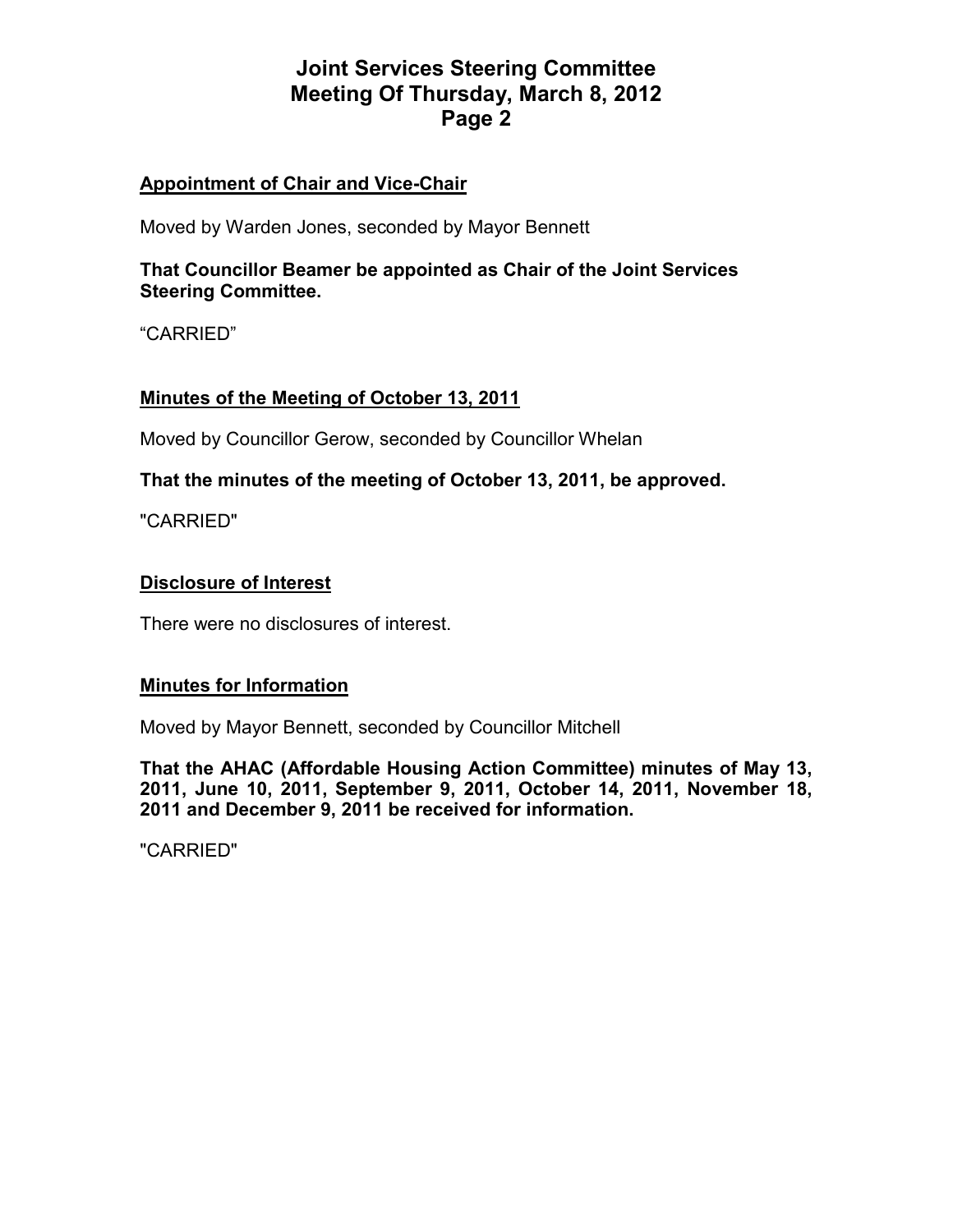## Appointment of Chair and Vice-Chair

Moved by Warden Jones, seconded by Mayor Bennett

**That Councillor Beamer be appointed as Chair of the Joint Services Steering Committee.**

“CARRIED”

## Minutes of the Meeting of October 13, 2011

Moved by Councillor Gerow, seconded by Councillor Whelan

**That the minutes of the meeting of October 13, 2011, be approved.**

"CARRIED"

## Disclosure of Interest

There were no disclosures of interest.

## Minutes for Information

Moved by Mayor Bennett, seconded by Councillor Mitchell

**That the AHAC (Affordable Housing Action Committee) minutes of May 13, 2011, June 10, 2011, September 9, 2011, October 14, 2011, November 18, 2011 and December 9, 2011 be received for information.**

"CARRIED"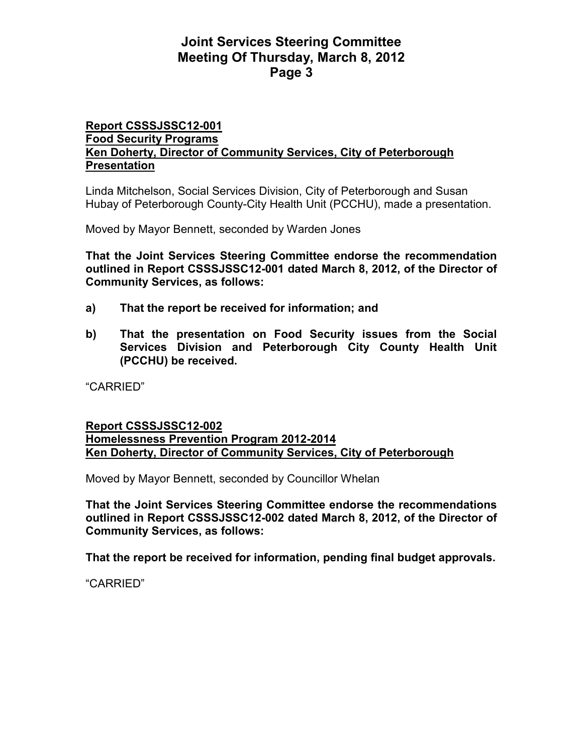**Report CSSSJSSC12-001**
**Food Security Programs**
**Ken Doherty, Director of Community Services, City of Peterborough**
**Presentation**

Linda Mitchelson, Social Services Division, City of Peterborough and Susan Hubay of Peterborough County-City Health Unit (PCCHU), made a presentation.

Moved by Mayor Bennett, seconded by Warden Jones

**That the Joint Services Steering Committee endorse the recommendation outlined in Report CSSSJSSC12-001 dated March 8, 2012, of the Director of Community Services, as follows:**

**a) That the report be received for information; and**

**b) That the presentation on Food Security issues from the Social Services Division and Peterborough City County Health Unit (PCCHU) be received.**

"CARRIED"

**Report CSSSJSSC12-002**
**Homelessness Prevention Program 2012-2014**
**Ken Doherty, Director of Community Services, City of Peterborough**

Moved by Mayor Bennett, seconded by Councillor Whelan

**That the Joint Services Steering Committee endorse the recommendations outlined in Report CSSSJSSC12-002 dated March 8, 2012, of the Director of Community Services, as follows:**

**That the report be received for information, pending final budget approvals.**

"CARRIED"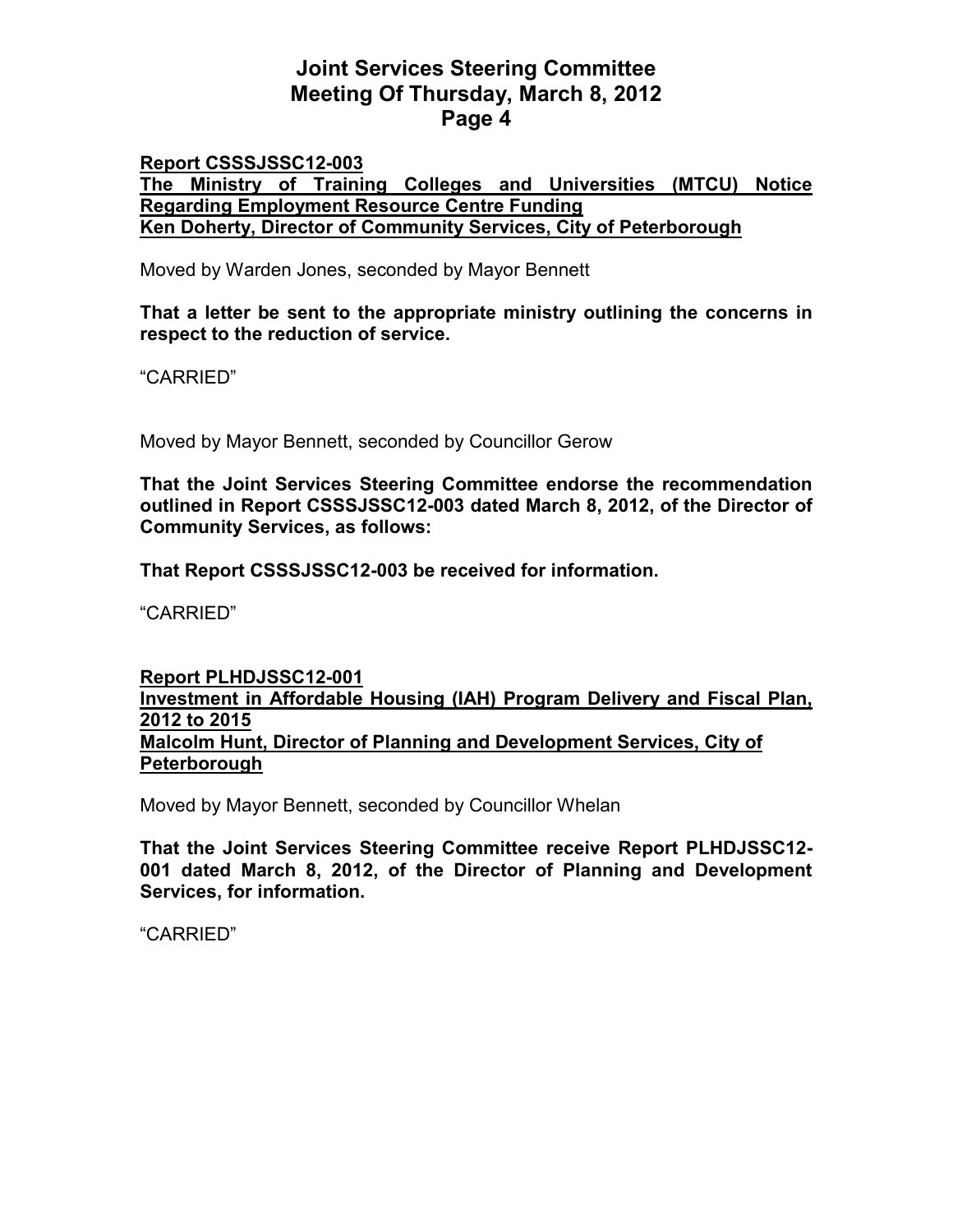**Report CSSSJSSC12-003**
**The Ministry of Training Colleges and Universities (MTCU) Notice Regarding Employment Resource Centre Funding**
**Ken Doherty, Director of Community Services, City of Peterborough**

Moved by Warden Jones, seconded by Mayor Bennett

**That a letter be sent to the appropriate ministry outlining the concerns in respect to the reduction of service.**

"CARRIED"

Moved by Mayor Bennett, seconded by Councillor Gerow

**That the Joint Services Steering Committee endorse the recommendation outlined in Report CSSSJSSC12-003 dated March 8, 2012, of the Director of Community Services, as follows:**

**That Report CSSSJSSC12-003 be received for information.**

"CARRIED"

**Report PLHDJSSC12-001**
**Investment in Affordable Housing (IAH) Program Delivery and Fiscal Plan, 2012 to 2015**
**Malcolm Hunt, Director of Planning and Development Services, City of Peterborough**

Moved by Mayor Bennett, seconded by Councillor Whelan

**That the Joint Services Steering Committee receive Report PLHDJSSC12-001 dated March 8, 2012, of the Director of Planning and Development Services, for information.**

"CARRIED"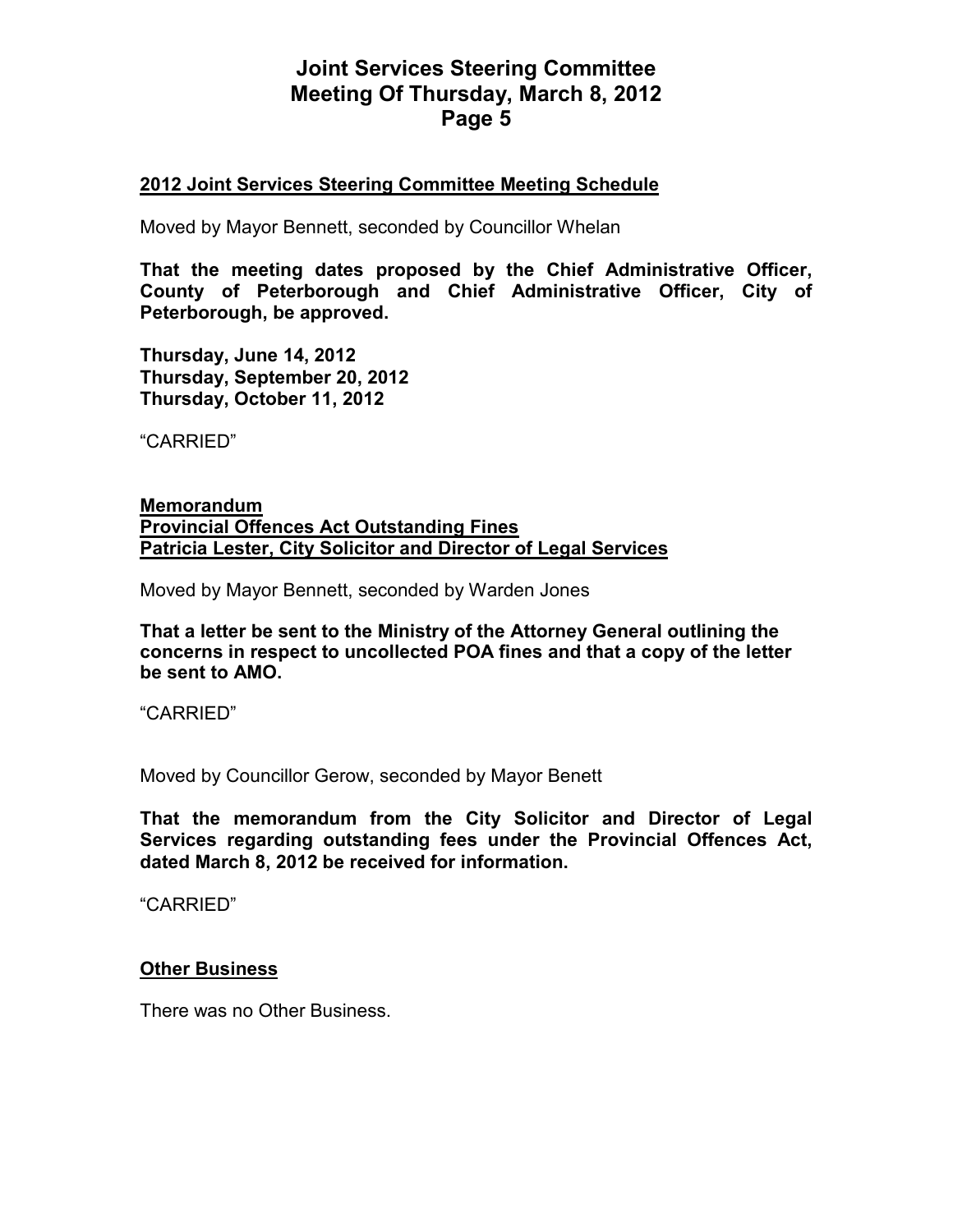## 2012 Joint Services Steering Committee Meeting Schedule

Moved by Mayor Bennett, seconded by Councillor Whelan

**That the meeting dates proposed by the Chief Administrative Officer, County of Peterborough and Chief Administrative Officer, City of Peterborough, be approved.**

**Thursday, June 14, 2012**
**Thursday, September 20, 2012**
**Thursday, October 11, 2012**

"CARRIED"

## Memorandum
## Provincial Offences Act Outstanding Fines
## Patricia Lester, City Solicitor and Director of Legal Services

Moved by Mayor Bennett, seconded by Warden Jones

**That a letter be sent to the Ministry of the Attorney General outlining the concerns in respect to uncollected POA fines and that a copy of the letter be sent to AMO.**

"CARRIED"

Moved by Councillor Gerow, seconded by Mayor Benett

**That the memorandum from the City Solicitor and Director of Legal Services regarding outstanding fees under the Provincial Offences Act, dated March 8, 2012 be received for information.**

"CARRIED"

## Other Business

There was no Other Business.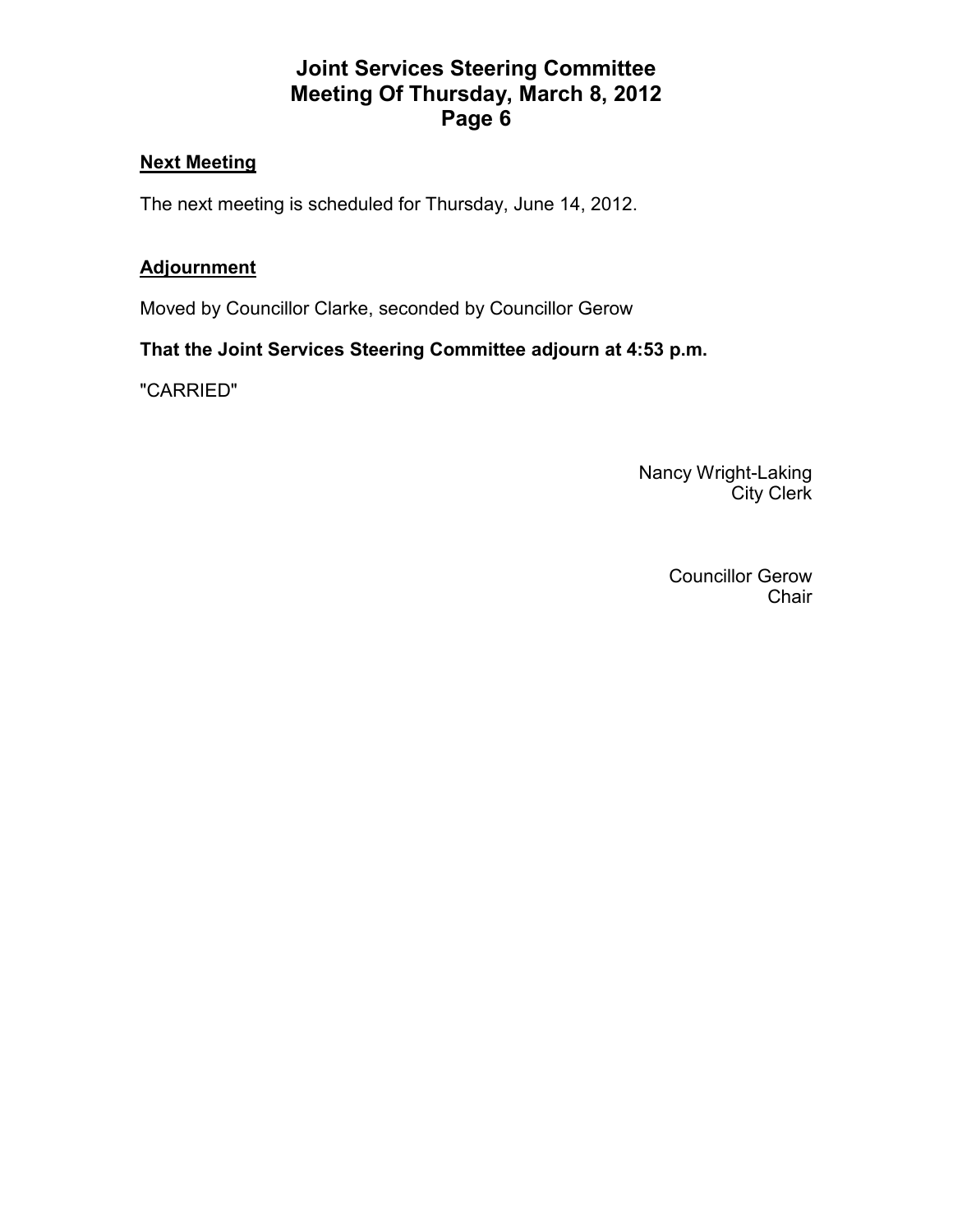## Next Meeting

The next meeting is scheduled for Thursday, June 14, 2012.

## Adjournment

Moved by Councillor Clarke, seconded by Councillor Gerow

**That the Joint Services Steering Committee adjourn at 4:53 p.m.**

"CARRIED"

Nancy Wright-Laking
City Clerk

Councillor Gerow
Chair